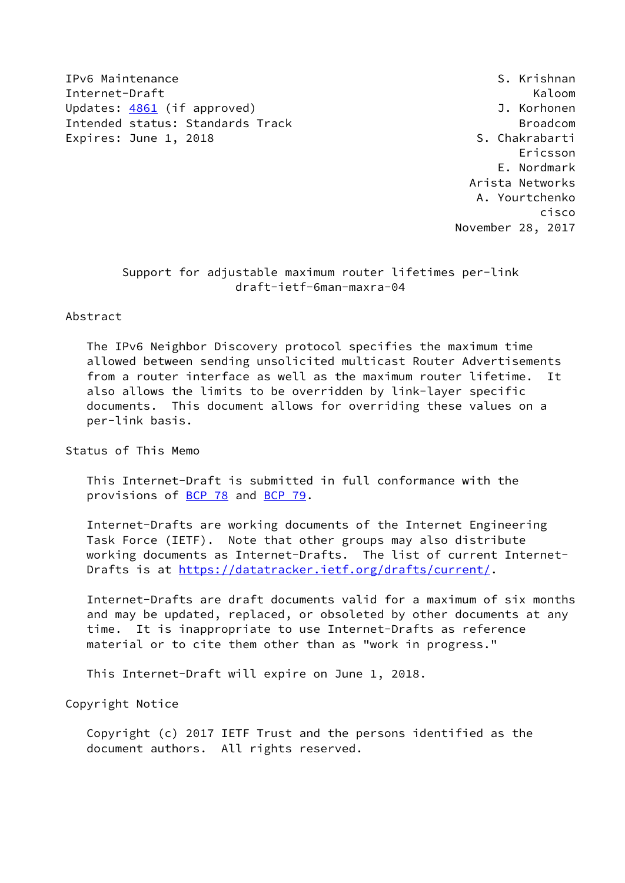IPv6 Maintenance
Internet-Draft
Updates: 4861 (if approved)
Intended status: Standards Track
Expires: June 1, 2018

S. Krishnan
Kaloom
J. Korhonen
Broadcom
S. Chakrabarti
Ericsson
E. Nordmark
Arista Networks
A. Yourtchenko
cisco
November 28, 2017

# Support for adjustable maximum router lifetimes per-link
## draft-ietf-6man-maxra-04

## Abstract

The IPv6 Neighbor Discovery protocol specifies the maximum time allowed between sending unsolicited multicast Router Advertisements from a router interface as well as the maximum router lifetime. It also allows the limits to be overridden by link-layer specific documents. This document allows for overriding these values on a per-link basis.

## Status of This Memo

This Internet-Draft is submitted in full conformance with the provisions of BCP 78 and BCP 79.

Internet-Drafts are working documents of the Internet Engineering Task Force (IETF). Note that other groups may also distribute working documents as Internet-Drafts. The list of current Internet-Drafts is at https://datatracker.ietf.org/drafts/current/.

Internet-Drafts are draft documents valid for a maximum of six months and may be updated, replaced, or obsoleted by other documents at any time. It is inappropriate to use Internet-Drafts as reference material or to cite them other than as "work in progress."

This Internet-Draft will expire on June 1, 2018.

## Copyright Notice

Copyright (c) 2017 IETF Trust and the persons identified as the document authors. All rights reserved.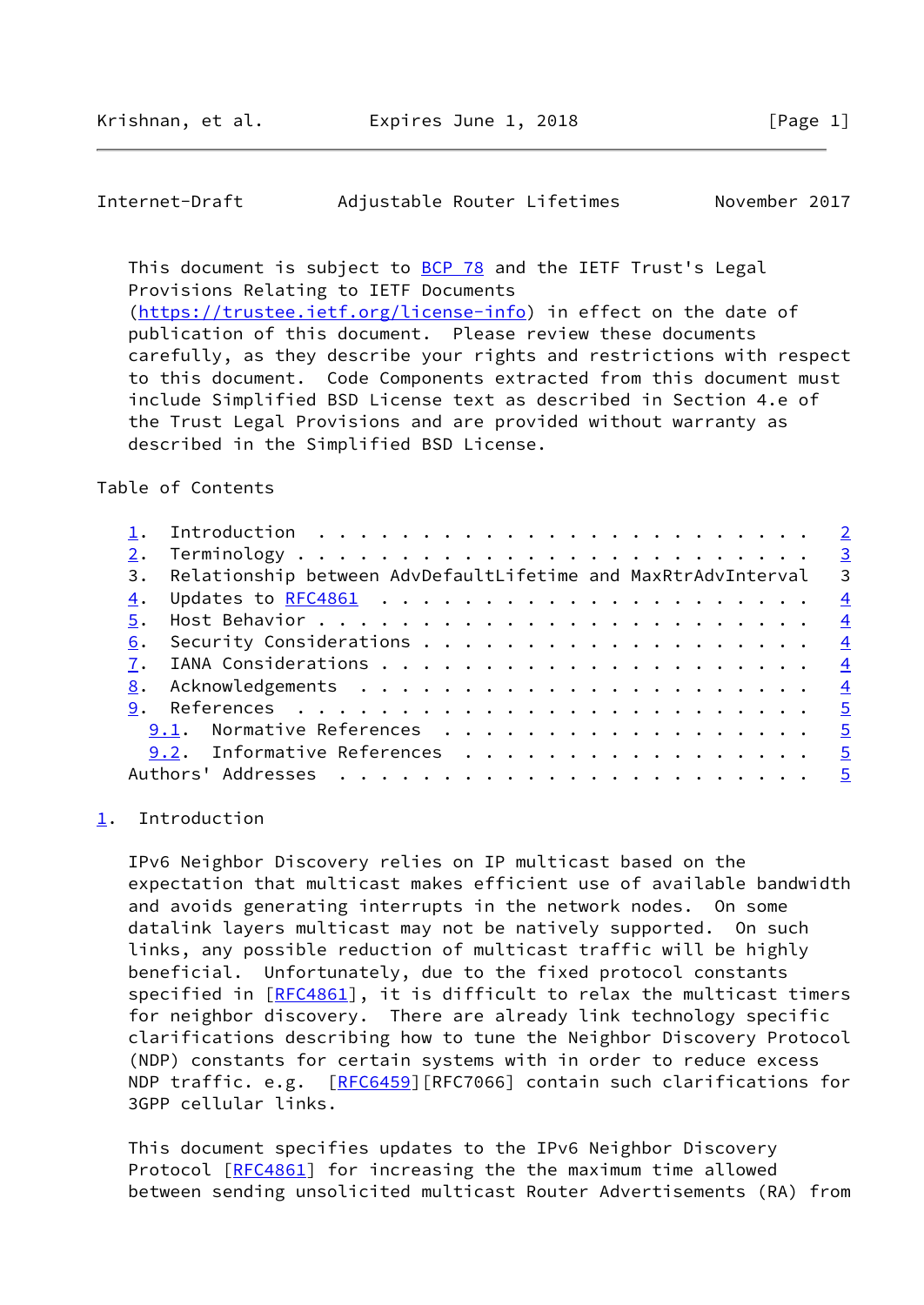This document is subject to BCP 78 and the IETF Trust's Legal Provisions Relating to IETF Documents (https://trustee.ietf.org/license-info) in effect on the date of publication of this document. Please review these documents carefully, as they describe your rights and restrictions with respect to this document. Code Components extracted from this document must include Simplified BSD License text as described in Section 4.e of the Trust Legal Provisions and are provided without warranty as described in the Simplified BSD License.

Table of Contents

```
   1.  Introduction  . . . . . . . . . . . . . . . . . . . . . . . .   2
   2.  Terminology . . . . . . . . . . . . . . . . . . . . . . . . .   3
   3.  Relationship between AdvDefaultLifetime and MaxRtrAdvInterval   3
   4.  Updates to RFC4861  . . . . . . . . . . . . . . . . . . . . .   4
   5.  Host Behavior . . . . . . . . . . . . . . . . . . . . . . . .   4
   6.  Security Considerations . . . . . . . . . . . . . . . . . . .   4
   7.  IANA Considerations . . . . . . . . . . . . . . . . . . . . .   4
   8.  Acknowledgements  . . . . . . . . . . . . . . . . . . . . . .   4
   9.  References  . . . . . . . . . . . . . . . . . . . . . . . . .   5
     9.1.  Normative References  . . . . . . . . . . . . . . . . . .   5
     9.2.  Informative References  . . . . . . . . . . . . . . . . .   5
   Authors' Addresses  . . . . . . . . . . . . . . . . . . . . . . .   5
```

## 1. Introduction

IPv6 Neighbor Discovery relies on IP multicast based on the expectation that multicast makes efficient use of available bandwidth and avoids generating interrupts in the network nodes. On some datalink layers multicast may not be natively supported. On such links, any possible reduction of multicast traffic will be highly beneficial. Unfortunately, due to the fixed protocol constants specified in [RFC4861], it is difficult to relax the multicast timers for neighbor discovery. There are already link technology specific clarifications describing how to tune the Neighbor Discovery Protocol (NDP) constants for certain systems with in order to reduce excess NDP traffic. e.g. [RFC6459][RFC7066] contain such clarifications for 3GPP cellular links.

This document specifies updates to the IPv6 Neighbor Discovery Protocol [RFC4861] for increasing the the maximum time allowed between sending unsolicited multicast Router Advertisements (RA) from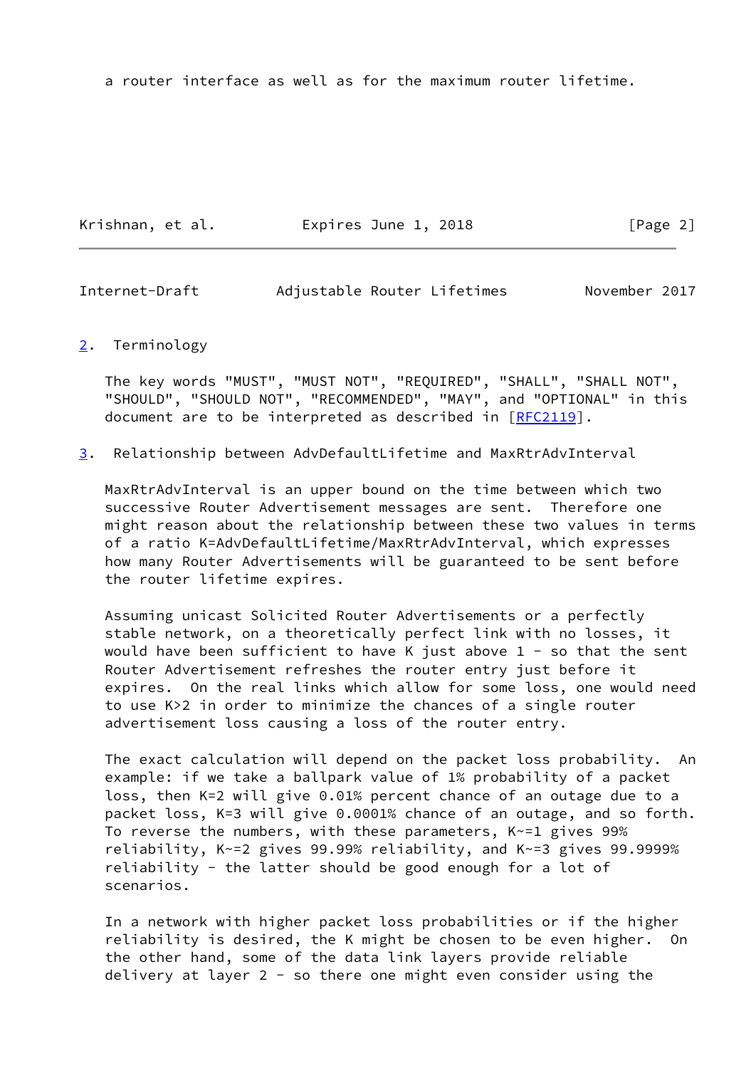a router interface as well as for the maximum router lifetime.

## 2. Terminology

The key words "MUST", "MUST NOT", "REQUIRED", "SHALL", "SHALL NOT", "SHOULD", "SHOULD NOT", "RECOMMENDED", "MAY", and "OPTIONAL" in this document are to be interpreted as described in [RFC2119].

## 3. Relationship between AdvDefaultLifetime and MaxRtrAdvInterval

MaxRtrAdvInterval is an upper bound on the time between which two successive Router Advertisement messages are sent. Therefore one might reason about the relationship between these two values in terms of a ratio K=AdvDefaultLifetime/MaxRtrAdvInterval, which expresses how many Router Advertisements will be guaranteed to be sent before the router lifetime expires.

Assuming unicast Solicited Router Advertisements or a perfectly stable network, on a theoretically perfect link with no losses, it would have been sufficient to have K just above 1 - so that the sent Router Advertisement refreshes the router entry just before it expires. On the real links which allow for some loss, one would need to use K>2 in order to minimize the chances of a single router advertisement loss causing a loss of the router entry.

The exact calculation will depend on the packet loss probability. An example: if we take a ballpark value of 1% probability of a packet loss, then K=2 will give 0.01% percent chance of an outage due to a packet loss, K=3 will give 0.0001% chance of an outage, and so forth. To reverse the numbers, with these parameters, K~=1 gives 99% reliability, K~=2 gives 99.99% reliability, and K~=3 gives 99.9999% reliability - the latter should be good enough for a lot of scenarios.

In a network with higher packet loss probabilities or if the higher reliability is desired, the K might be chosen to be even higher. On the other hand, some of the data link layers provide reliable delivery at layer 2 - so there one might even consider using the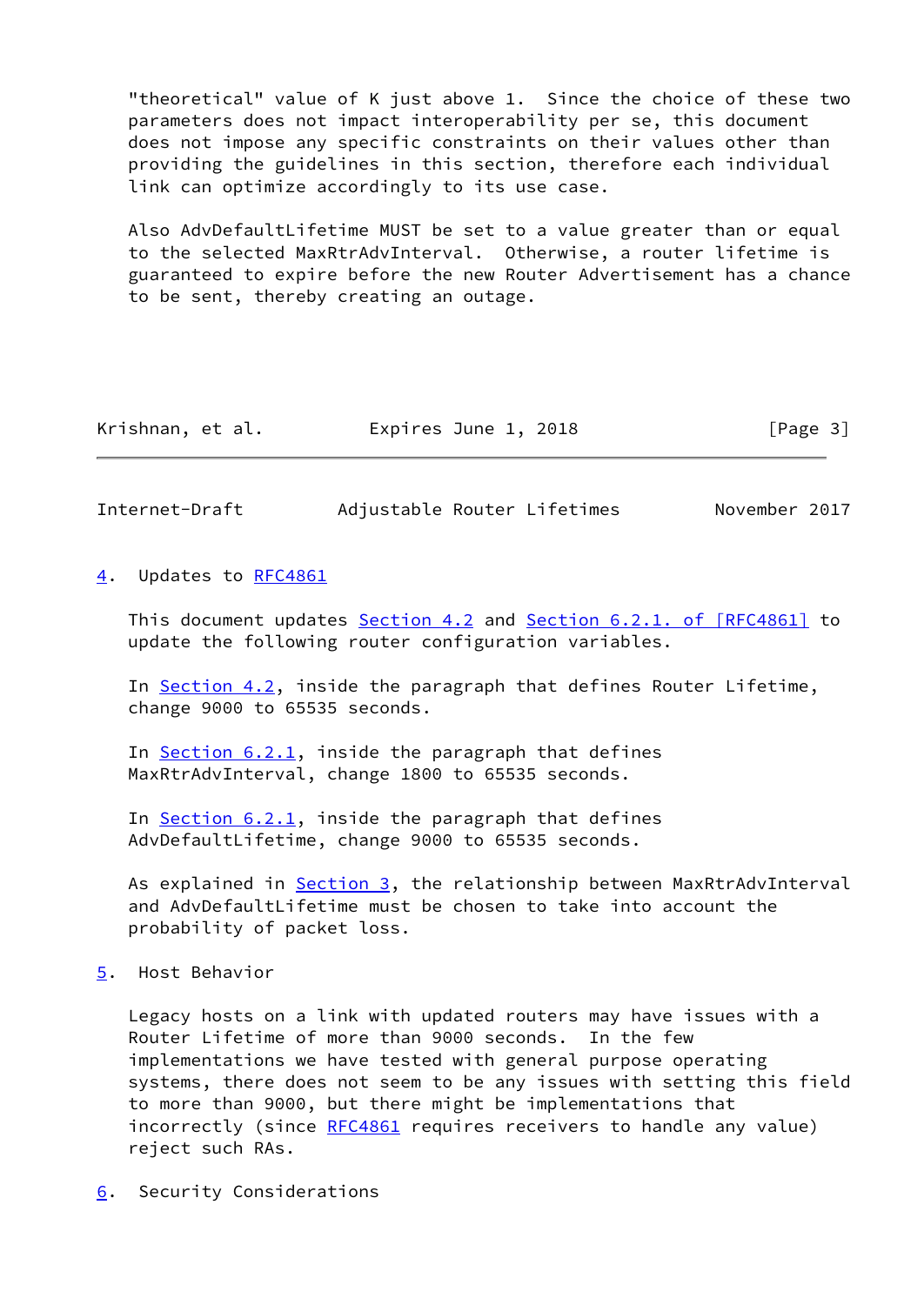"theoretical" value of K just above 1. Since the choice of these two parameters does not impact interoperability per se, this document does not impose any specific constraints on their values other than providing the guidelines in this section, therefore each individual link can optimize accordingly to its use case.

Also AdvDefaultLifetime MUST be set to a value greater than or equal to the selected MaxRtrAdvInterval. Otherwise, a router lifetime is guaranteed to expire before the new Router Advertisement has a chance to be sent, thereby creating an outage.

## 4. Updates to RFC4861

This document updates Section 4.2 and Section 6.2.1. of [RFC4861] to update the following router configuration variables.

In Section 4.2, inside the paragraph that defines Router Lifetime, change 9000 to 65535 seconds.

In Section 6.2.1, inside the paragraph that defines MaxRtrAdvInterval, change 1800 to 65535 seconds.

In Section 6.2.1, inside the paragraph that defines AdvDefaultLifetime, change 9000 to 65535 seconds.

As explained in Section 3, the relationship between MaxRtrAdvInterval and AdvDefaultLifetime must be chosen to take into account the probability of packet loss.

## 5. Host Behavior

Legacy hosts on a link with updated routers may have issues with a Router Lifetime of more than 9000 seconds. In the few implementations we have tested with general purpose operating systems, there does not seem to be any issues with setting this field to more than 9000, but there might be implementations that incorrectly (since RFC4861 requires receivers to handle any value) reject such RAs.

## 6. Security Considerations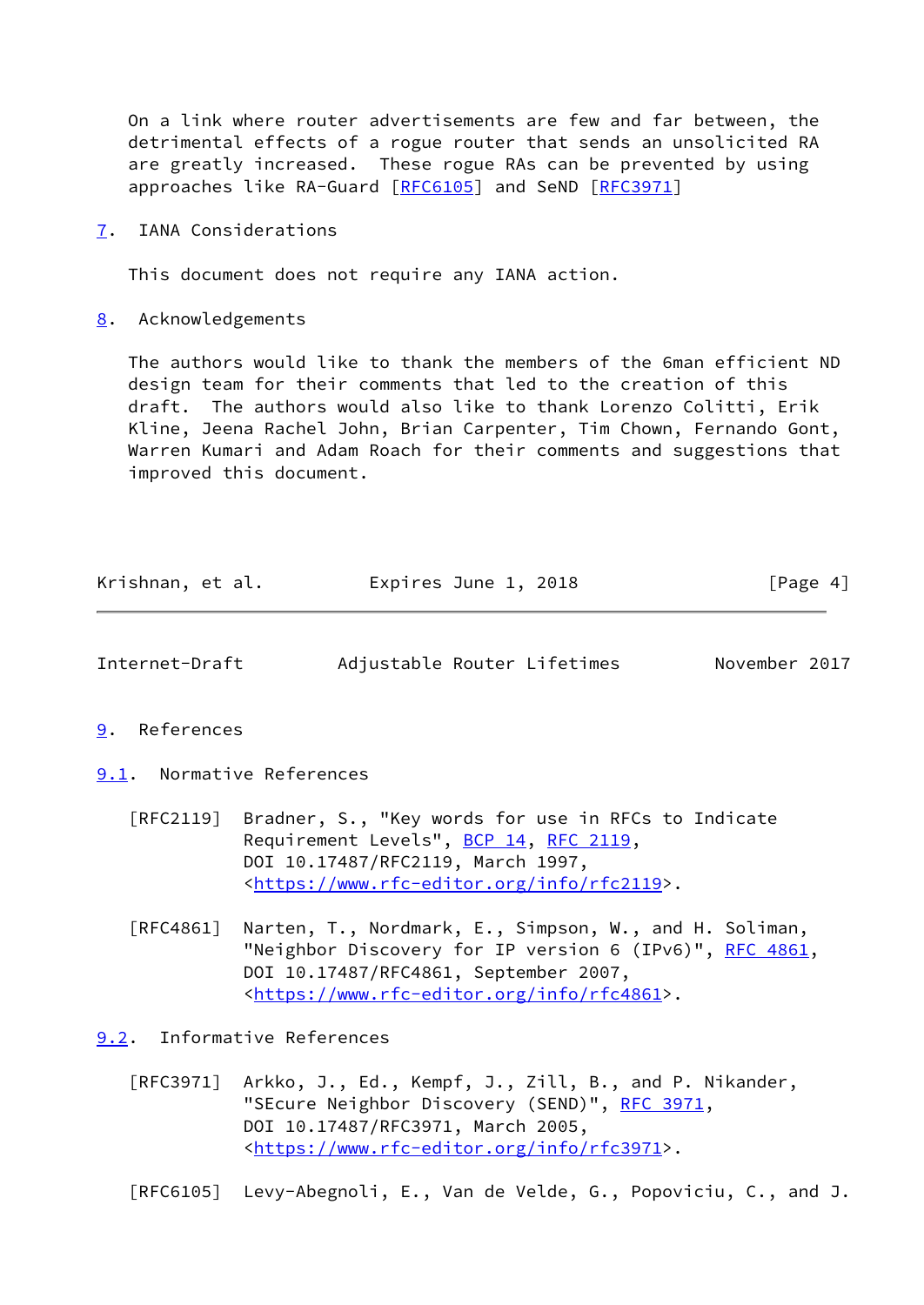On a link where router advertisements are few and far between, the detrimental effects of a rogue router that sends an unsolicited RA are greatly increased. These rogue RAs can be prevented by using approaches like RA-Guard [RFC6105] and SeND [RFC3971]

## 7. IANA Considerations

This document does not require any IANA action.

## 8. Acknowledgements

The authors would like to thank the members of the 6man efficient ND design team for their comments that led to the creation of this draft. The authors would also like to thank Lorenzo Colitti, Erik Kline, Jeena Rachel John, Brian Carpenter, Tim Chown, Fernando Gont, Warren Kumari and Adam Roach for their comments and suggestions that improved this document.

## 9. References

### 9.1. Normative References

[RFC2119] Bradner, S., "Key words for use in RFCs to Indicate Requirement Levels", BCP 14, RFC 2119, DOI 10.17487/RFC2119, March 1997, <https://www.rfc-editor.org/info/rfc2119>.

[RFC4861] Narten, T., Nordmark, E., Simpson, W., and H. Soliman, "Neighbor Discovery for IP version 6 (IPv6)", RFC 4861, DOI 10.17487/RFC4861, September 2007, <https://www.rfc-editor.org/info/rfc4861>.

### 9.2. Informative References

[RFC3971] Arkko, J., Ed., Kempf, J., Zill, B., and P. Nikander, "SEcure Neighbor Discovery (SEND)", RFC 3971, DOI 10.17487/RFC3971, March 2005, <https://www.rfc-editor.org/info/rfc3971>.

[RFC6105] Levy-Abegnoli, E., Van de Velde, G., Popoviciu, C., and J.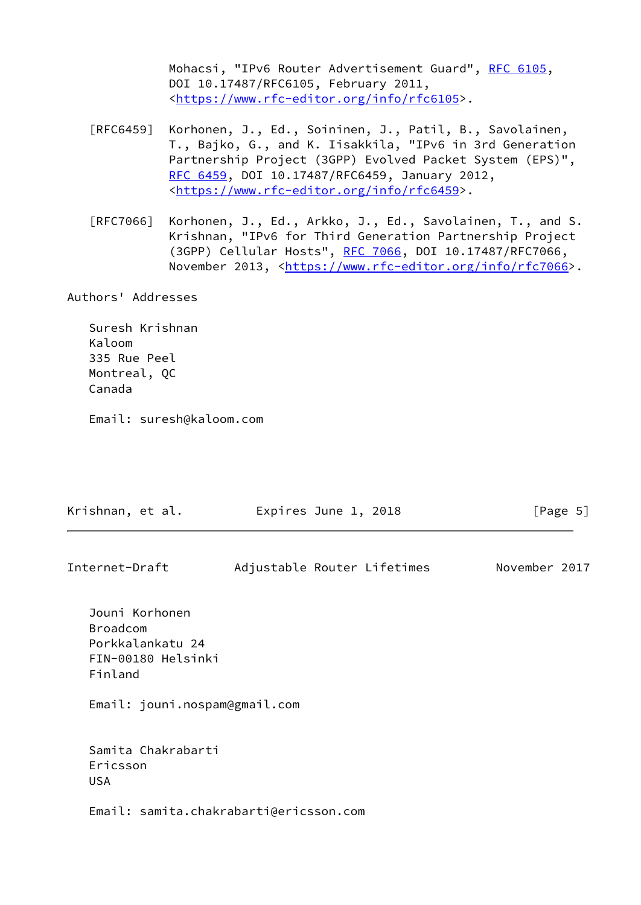Mohacsi, "IPv6 Router Advertisement Guard", RFC 6105, DOI 10.17487/RFC6105, February 2011, <https://www.rfc-editor.org/info/rfc6105>.

[RFC6459] Korhonen, J., Ed., Soininen, J., Patil, B., Savolainen, T., Bajko, G., and K. Iisakkila, "IPv6 in 3rd Generation Partnership Project (3GPP) Evolved Packet System (EPS)", RFC 6459, DOI 10.17487/RFC6459, January 2012, <https://www.rfc-editor.org/info/rfc6459>.

[RFC7066] Korhonen, J., Ed., Arkko, J., Ed., Savolainen, T., and S. Krishnan, "IPv6 for Third Generation Partnership Project (3GPP) Cellular Hosts", RFC 7066, DOI 10.17487/RFC7066, November 2013, <https://www.rfc-editor.org/info/rfc7066>.

## Authors' Addresses

Suresh Krishnan
Kaloom
335 Rue Peel
Montreal, QC
Canada

Email: suresh@kaloom.com

Jouni Korhonen
Broadcom
Porkkalankatu 24
FIN-00180 Helsinki
Finland

Email: jouni.nospam@gmail.com

Samita Chakrabarti
Ericsson
USA

Email: samita.chakrabarti@ericsson.com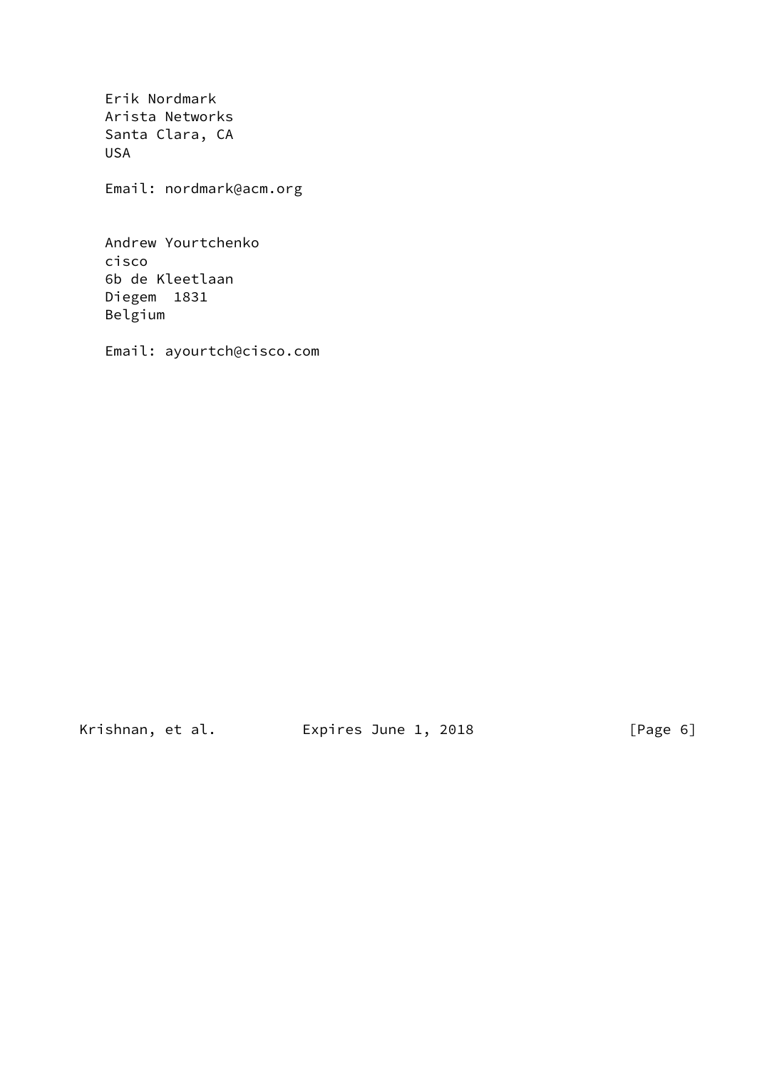Erik Nordmark
Arista Networks
Santa Clara, CA
USA

Email: nordmark@acm.org

Andrew Yourtchenko
cisco
6b de Kleetlaan
Diegem  1831
Belgium

Email: ayourtch@cisco.com